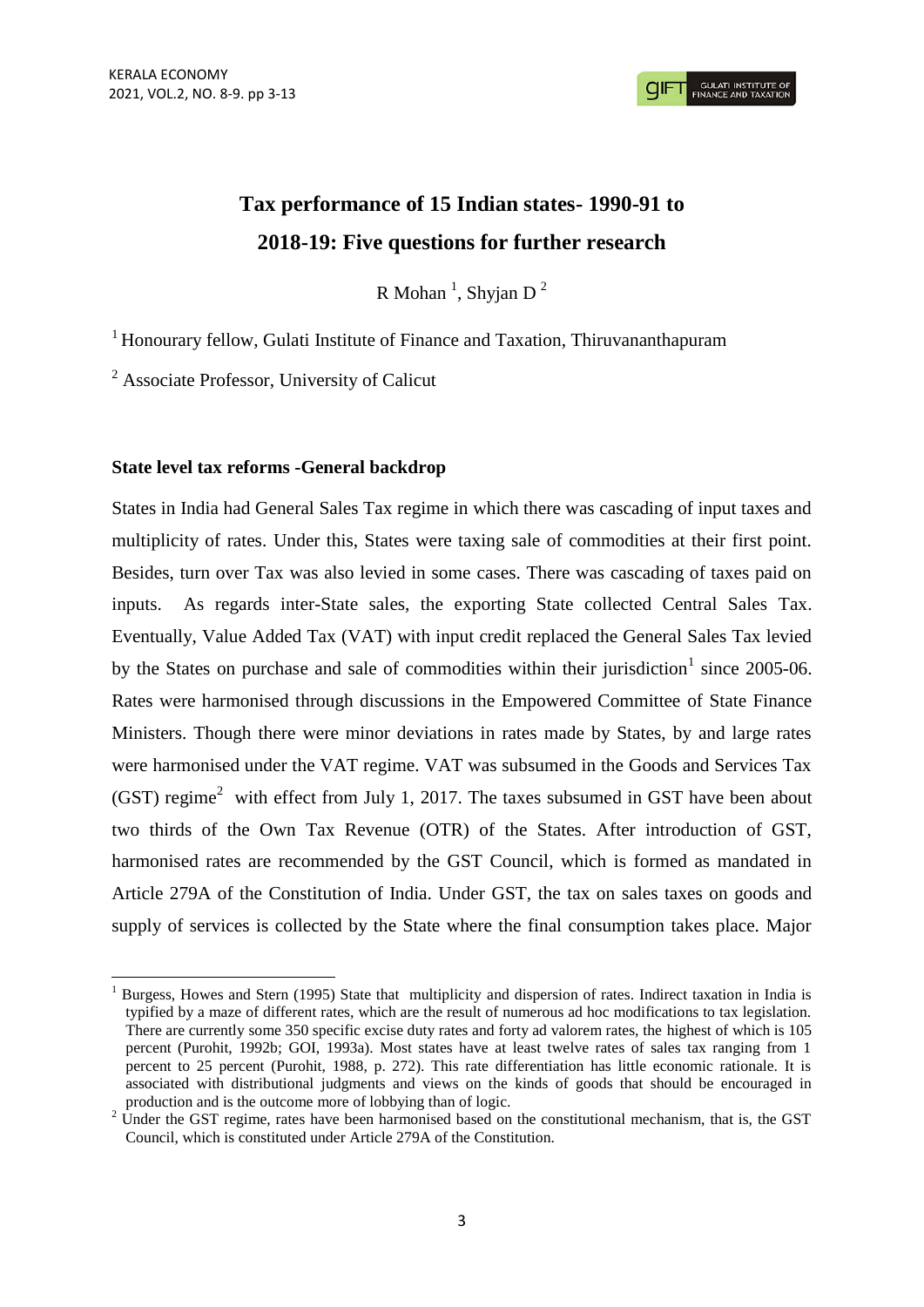# Tax performance of 15 Indian states- 1990-91 to 2018-19: Five questions for further research

R Mohan [1], Shyjan D [2]

[1] Honourary fellow, Gulati Institute of Finance and Taxation, Thiruvananthapuram

[2] Associate Professor, University of Calicut

## State level tax reforms -General backdrop

States in India had General Sales Tax regime in which there was cascading of input taxes and multiplicity of rates. Under this, States were taxing sale of commodities at their first point. Besides, turn over Tax was also levied in some cases. There was cascading of taxes paid on inputs. As regards inter-State sales, the exporting State collected Central Sales Tax. Eventually, Value Added Tax (VAT) with input credit replaced the General Sales Tax levied by the States on purchase and sale of commodities within their jurisdiction[1] since 2005-06. Rates were harmonised through discussions in the Empowered Committee of State Finance Ministers. Though there were minor deviations in rates made by States, by and large rates were harmonised under the VAT regime. VAT was subsumed in the Goods and Services Tax (GST) regime[2] with effect from July 1, 2017. The taxes subsumed in GST have been about two thirds of the Own Tax Revenue (OTR) of the States. After introduction of GST, harmonised rates are recommended by the GST Council, which is formed as mandated in Article 279A of the Constitution of India. Under GST, the tax on sales taxes on goods and supply of services is collected by the State where the final consumption takes place. Major

---

[1] Burgess, Howes and Stern (1995) State that multiplicity and dispersion of rates. Indirect taxation in India is typified by a maze of different rates, which are the result of numerous ad hoc modifications to tax legislation. There are currently some 350 specific excise duty rates and forty ad valorem rates, the highest of which is 105 percent (Purohit, 1992b; GOI, 1993a). Most states have at least twelve rates of sales tax ranging from 1 percent to 25 percent (Purohit, 1988, p. 272). This rate differentiation has little economic rationale. It is associated with distributional judgments and views on the kinds of goods that should be encouraged in production and is the outcome more of lobbying than of logic.

[2] Under the GST regime, rates have been harmonised based on the constitutional mechanism, that is, the GST Council, which is constituted under Article 279A of the Constitution.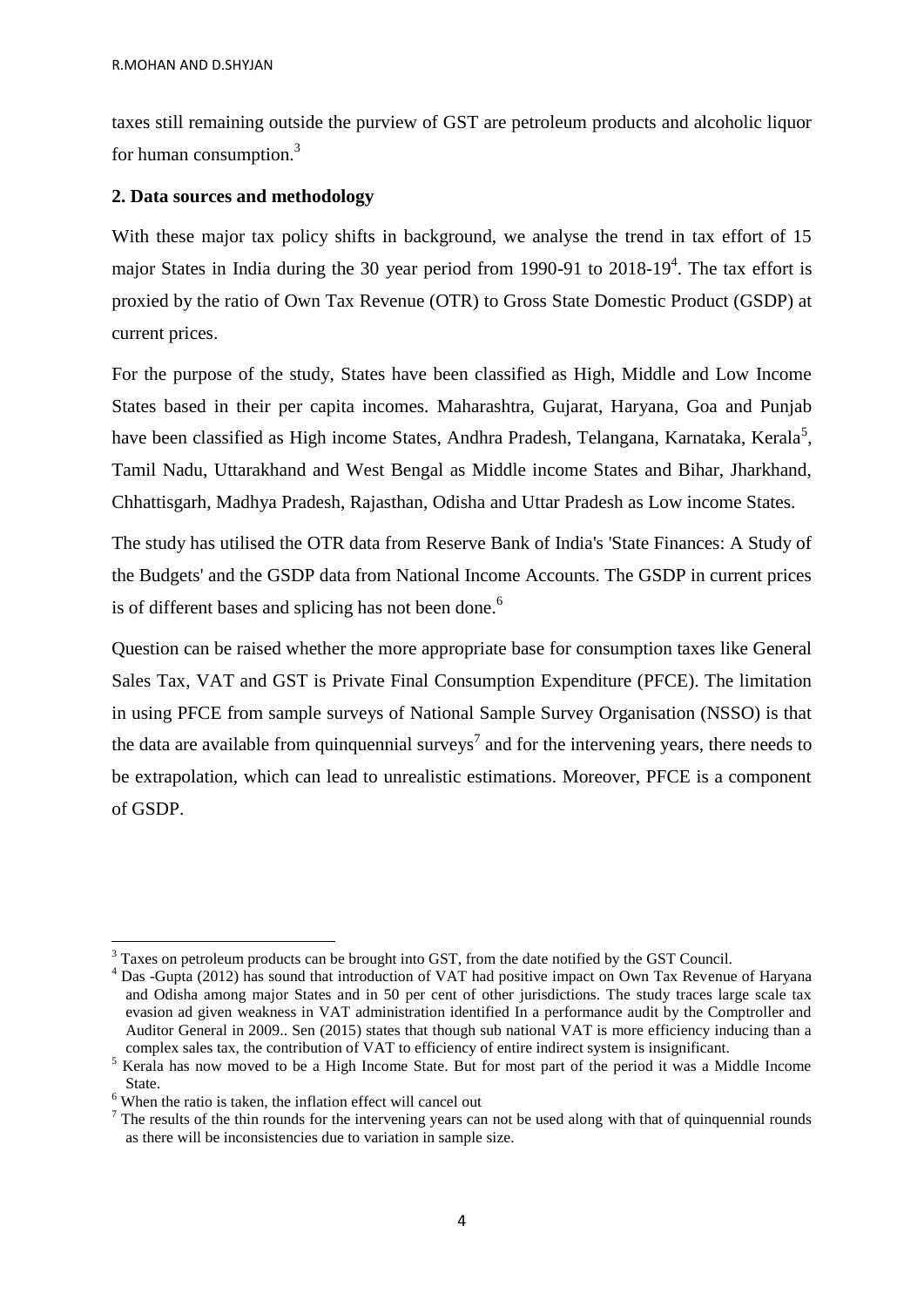taxes still remaining outside the purview of GST are petroleum products and alcoholic liquor for human consumption.[3]

**2. Data sources and methodology**

With these major tax policy shifts in background, we analyse the trend in tax effort of 15 major States in India during the 30 year period from 1990-91 to 2018-19[4]. The tax effort is proxied by the ratio of Own Tax Revenue (OTR) to Gross State Domestic Product (GSDP) at current prices.

For the purpose of the study, States have been classified as High, Middle and Low Income States based in their per capita incomes. Maharashtra, Gujarat, Haryana, Goa and Punjab have been classified as High income States, Andhra Pradesh, Telangana, Karnataka, Kerala[5], Tamil Nadu, Uttarakhand and West Bengal as Middle income States and Bihar, Jharkhand, Chhattisgarh, Madhya Pradesh, Rajasthan, Odisha and Uttar Pradesh as Low income States.

The study has utilised the OTR data from Reserve Bank of India's 'State Finances: A Study of the Budgets' and the GSDP data from National Income Accounts. The GSDP in current prices is of different bases and splicing has not been done.[6]

Question can be raised whether the more appropriate base for consumption taxes like General Sales Tax, VAT and GST is Private Final Consumption Expenditure (PFCE). The limitation in using PFCE from sample surveys of National Sample Survey Organisation (NSSO) is that the data are available from quinquennial surveys[7] and for the intervening years, there needs to be extrapolation, which can lead to unrealistic estimations. Moreover, PFCE is a component of GSDP.

---

[3] Taxes on petroleum products can be brought into GST, from the date notified by the GST Council.

[4] Das -Gupta (2012) has sound that introduction of VAT had positive impact on Own Tax Revenue of Haryana and Odisha among major States and in 50 per cent of other jurisdictions. The study traces large scale tax evasion ad given weakness in VAT administration identified In a performance audit by the Comptroller and Auditor General in 2009.. Sen (2015) states that though sub national VAT is more efficiency inducing than a complex sales tax, the contribution of VAT to efficiency of entire indirect system is insignificant.

[5] Kerala has now moved to be a High Income State. But for most part of the period it was a Middle Income State.

[6] When the ratio is taken, the inflation effect will cancel out

[7] The results of the thin rounds for the intervening years can not be used along with that of quinquennial rounds as there will be inconsistencies due to variation in sample size.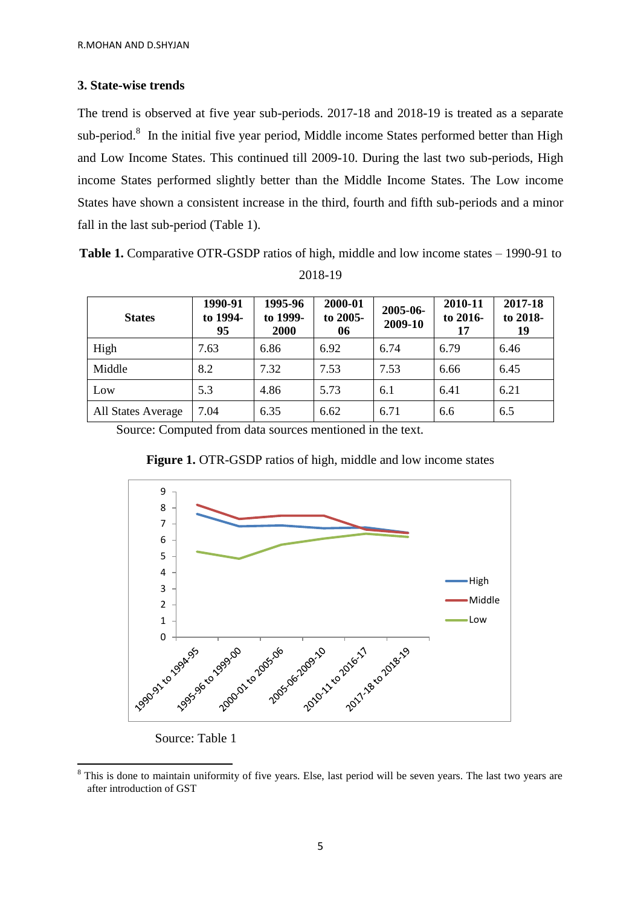### 3. State-wise trends

The trend is observed at five year sub-periods. 2017-18 and 2018-19 is treated as a separate sub-period.[8] In the initial five year period, Middle income States performed better than High and Low Income States. This continued till 2009-10. During the last two sub-periods, High income States performed slightly better than the Middle Income States. The Low income States have shown a consistent increase in the third, fourth and fifth sub-periods and a minor fall in the last sub-period (Table 1).

**Table 1.** Comparative OTR-GSDP ratios of high, middle and low income states – 1990-91 to 2018-19

| States | 1990-91 to 1994-95 | 1995-96 to 1999-2000 | 2000-01 to 2005-06 | 2005-06-2009-10 | 2010-11 to 2016-17 | 2017-18 to 2018-19 |
|---|---|---|---|---|---|---|
| High | 7.63 | 6.86 | 6.92 | 6.74 | 6.79 | 6.46 |
| Middle | 8.2 | 7.32 | 7.53 | 7.53 | 6.66 | 6.45 |
| Low | 5.3 | 4.86 | 5.73 | 6.1 | 6.41 | 6.21 |
| All States Average | 7.04 | 6.35 | 6.62 | 6.71 | 6.6 | 6.5 |

Source: Computed from data sources mentioned in the text.

**Figure 1.** OTR-GSDP ratios of high, middle and low income states

Source: Table 1

[8] This is done to maintain uniformity of five years. Else, last period will be seven years. The last two years are after introduction of GST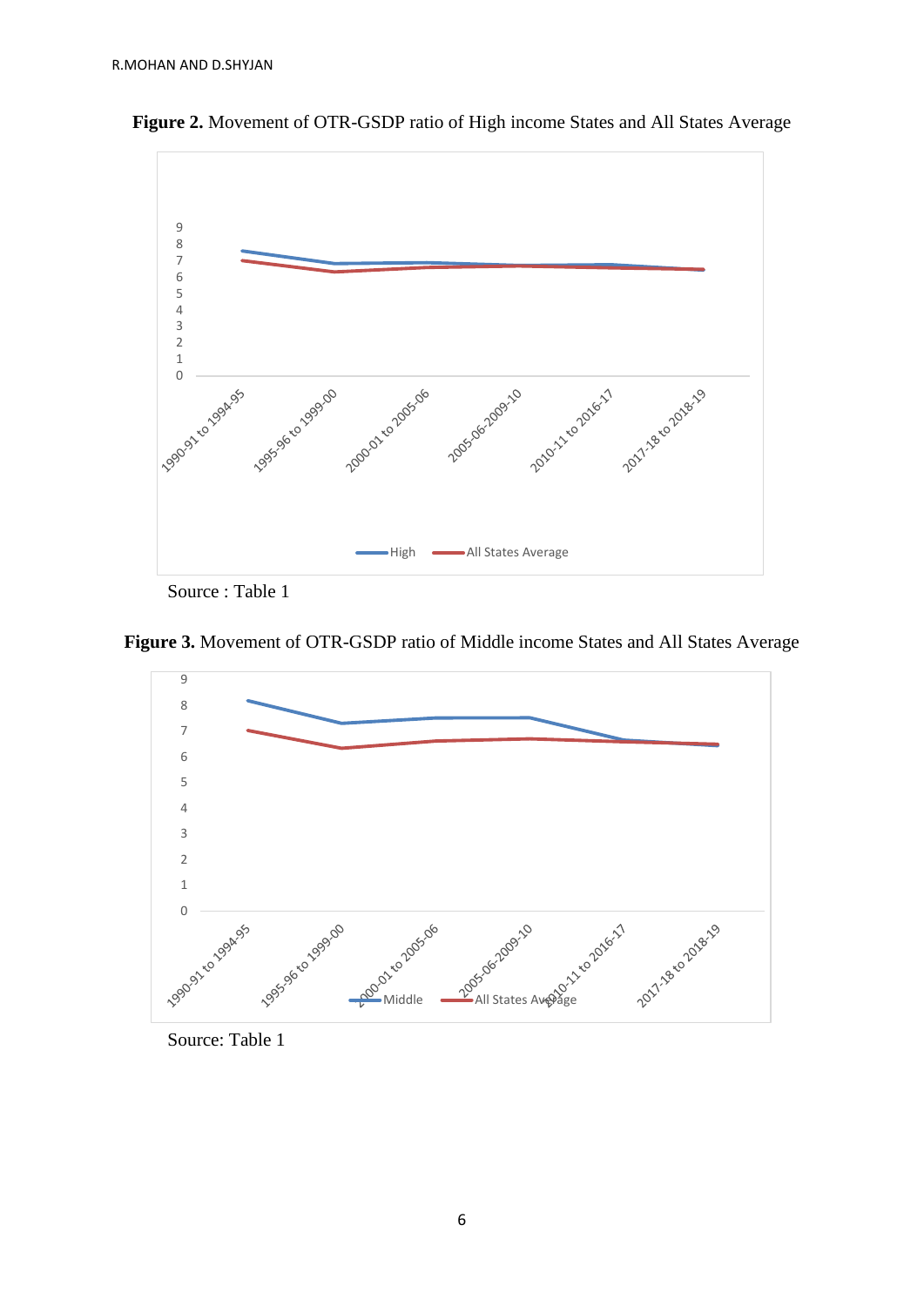**Figure 2.** Movement of OTR-GSDP ratio of High income States and All States Average

Source : Table 1

**Figure 3.** Movement of OTR-GSDP ratio of Middle income States and All States Average

Source: Table 1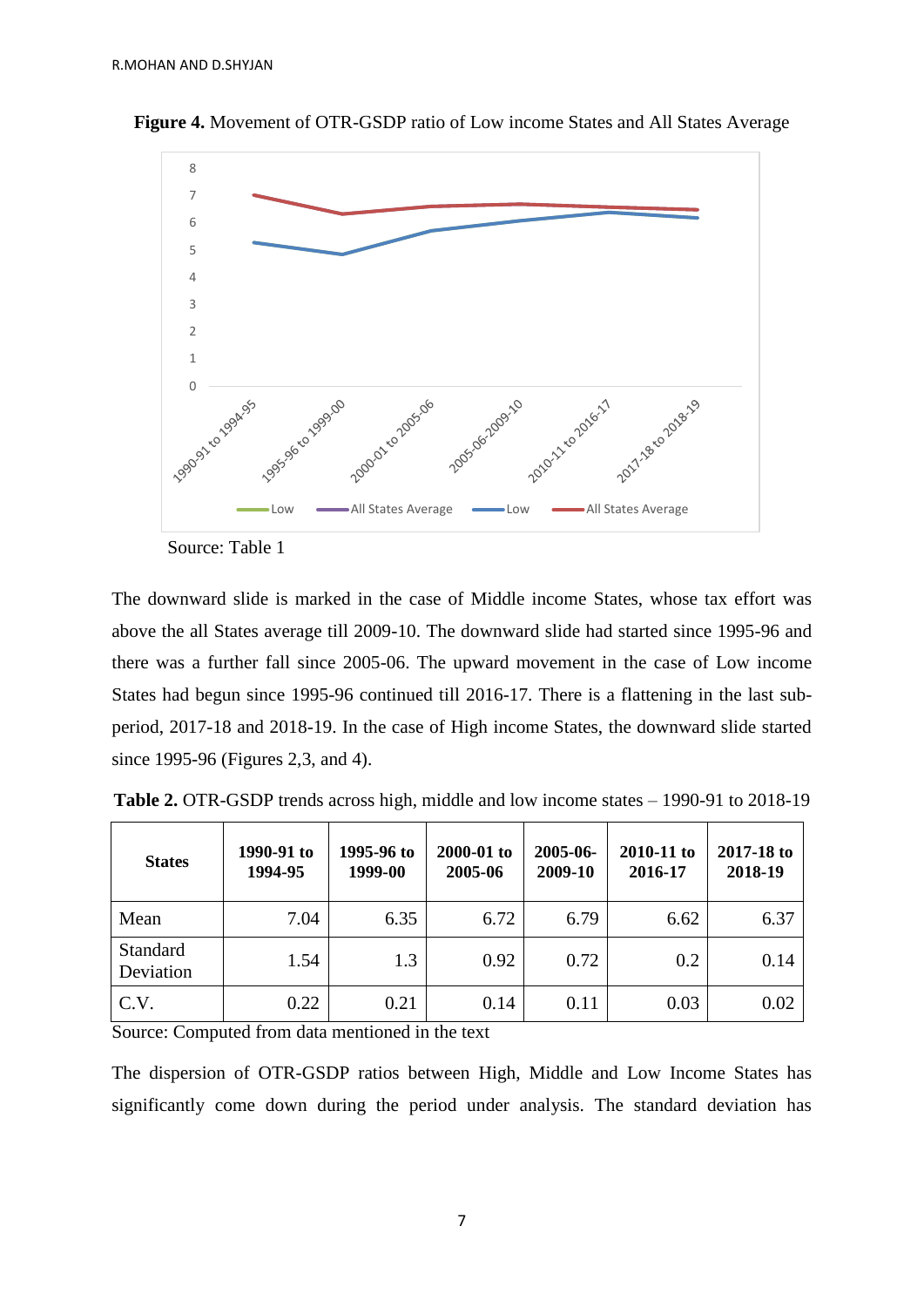**Figure 4.** Movement of OTR-GSDP ratio of Low income States and All States Average

Source: Table 1

The downward slide is marked in the case of Middle income States, whose tax effort was above the all States average till 2009-10. The downward slide had started since 1995-96 and there was a further fall since 2005-06. The upward movement in the case of Low income States had begun since 1995-96 continued till 2016-17. There is a flattening in the last sub-period, 2017-18 and 2018-19. In the case of High income States, the downward slide started since 1995-96 (Figures 2,3, and 4).

**Table 2.** OTR-GSDP trends across high, middle and low income states – 1990-91 to 2018-19

| States | 1990-91 to 1994-95 | 1995-96 to 1999-00 | 2000-01 to 2005-06 | 2005-06-2009-10 | 2010-11 to 2016-17 | 2017-18 to 2018-19 |
|---|---|---|---|---|---|---|
| Mean | 7.04 | 6.35 | 6.72 | 6.79 | 6.62 | 6.37 |
| Standard Deviation | 1.54 | 1.3 | 0.92 | 0.72 | 0.2 | 0.14 |
| C.V. | 0.22 | 0.21 | 0.14 | 0.11 | 0.03 | 0.02 |

Source: Computed from data mentioned in the text

The dispersion of OTR-GSDP ratios between High, Middle and Low Income States has significantly come down during the period under analysis. The standard deviation has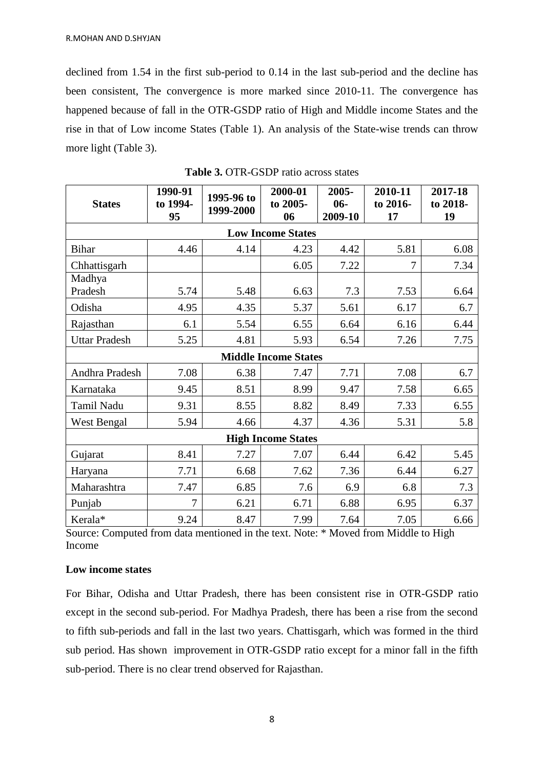declined from 1.54 in the first sub-period to 0.14 in the last sub-period and the decline has been consistent, The convergence is more marked since 2010-11. The convergence has happened because of fall in the OTR-GSDP ratio of High and Middle income States and the rise in that of Low income States (Table 1). An analysis of the State-wise trends can throw more light (Table 3).

**Table 3.** OTR-GSDP ratio across states

| States | 1990-91 to 1994-95 | 1995-96 to 1999-2000 | 2000-01 to 2005-06 | 2005-06-2009-10 | 2010-11 to 2016-17 | 2017-18 to 2018-19 |
|---|---|---|---|---|---|---|
| **Low Income States** | | | | | | |
| Bihar | 4.46 | 4.14 | 4.23 | 4.42 | 5.81 | 6.08 |
| Chhattisgarh | | | 6.05 | 7.22 | 7 | 7.34 |
| Madhya Pradesh | 5.74 | 5.48 | 6.63 | 7.3 | 7.53 | 6.64 |
| Odisha | 4.95 | 4.35 | 5.37 | 5.61 | 6.17 | 6.7 |
| Rajasthan | 6.1 | 5.54 | 6.55 | 6.64 | 6.16 | 6.44 |
| Uttar Pradesh | 5.25 | 4.81 | 5.93 | 6.54 | 7.26 | 7.75 |
| **Middle Income States** | | | | | | |
| Andhra Pradesh | 7.08 | 6.38 | 7.47 | 7.71 | 7.08 | 6.7 |
| Karnataka | 9.45 | 8.51 | 8.99 | 9.47 | 7.58 | 6.65 |
| Tamil Nadu | 9.31 | 8.55 | 8.82 | 8.49 | 7.33 | 6.55 |
| West Bengal | 5.94 | 4.66 | 4.37 | 4.36 | 5.31 | 5.8 |
| **High Income States** | | | | | | |
| Gujarat | 8.41 | 7.27 | 7.07 | 6.44 | 6.42 | 5.45 |
| Haryana | 7.71 | 6.68 | 7.62 | 7.36 | 6.44 | 6.27 |
| Maharashtra | 7.47 | 6.85 | 7.6 | 6.9 | 6.8 | 7.3 |
| Punjab | 7 | 6.21 | 6.71 | 6.88 | 6.95 | 6.37 |
| Kerala* | 9.24 | 8.47 | 7.99 | 7.64 | 7.05 | 6.66 |

Source: Computed from data mentioned in the text. Note: * Moved from Middle to High Income

**Low income states**

For Bihar, Odisha and Uttar Pradesh, there has been consistent rise in OTR-GSDP ratio except in the second sub-period. For Madhya Pradesh, there has been a rise from the second to fifth sub-periods and fall in the last two years. Chattisgarh, which was formed in the third sub period. Has shown improvement in OTR-GSDP ratio except for a minor fall in the fifth sub-period. There is no clear trend observed for Rajasthan.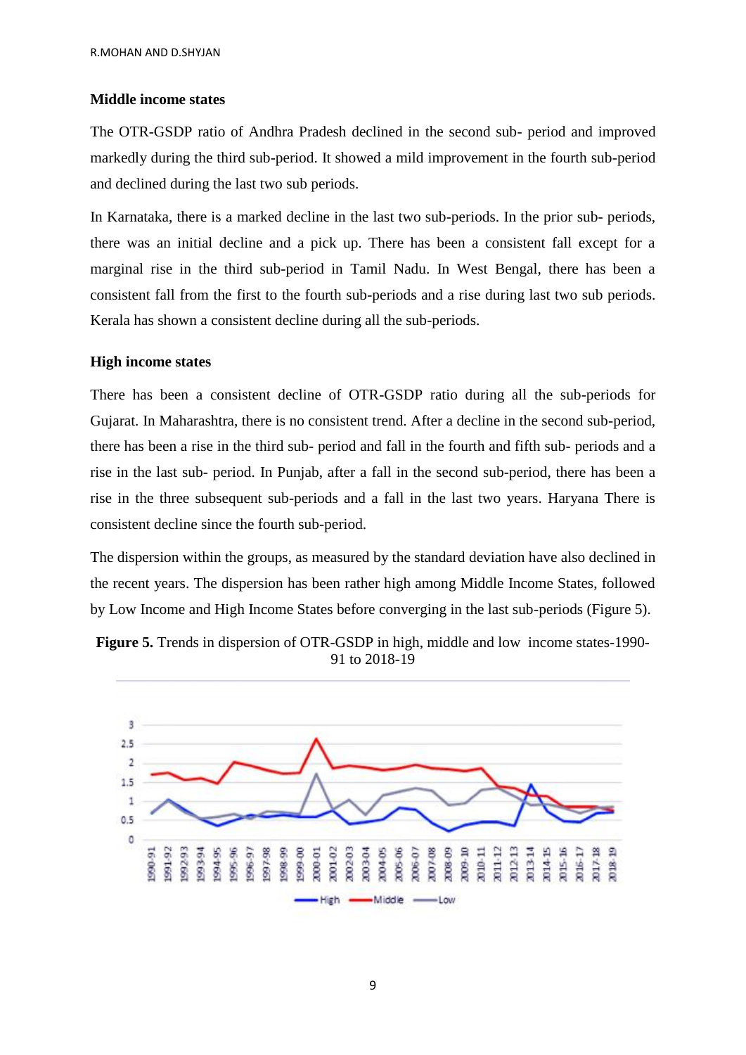**Middle income states**

The OTR-GSDP ratio of Andhra Pradesh declined in the second sub- period and improved markedly during the third sub-period. It showed a mild improvement in the fourth sub-period and declined during the last two sub periods.

In Karnataka, there is a marked decline in the last two sub-periods. In the prior sub- periods, there was an initial decline and a pick up. There has been a consistent fall except for a marginal rise in the third sub-period in Tamil Nadu. In West Bengal, there has been a consistent fall from the first to the fourth sub-periods and a rise during last two sub periods. Kerala has shown a consistent decline during all the sub-periods.

**High income states**

There has been a consistent decline of OTR-GSDP ratio during all the sub-periods for Gujarat. In Maharashtra, there is no consistent trend. After a decline in the second sub-period, there has been a rise in the third sub- period and fall in the fourth and fifth sub- periods and a rise in the last sub- period. In Punjab, after a fall in the second sub-period, there has been a rise in the three subsequent sub-periods and a fall in the last two years. Haryana There is consistent decline since the fourth sub-period.

The dispersion within the groups, as measured by the standard deviation have also declined in the recent years. The dispersion has been rather high among Middle Income States, followed by Low Income and High Income States before converging in the last sub-periods (Figure 5).

**Figure 5.** Trends in dispersion of OTR-GSDP in high, middle and low income states-1990-91 to 2018-19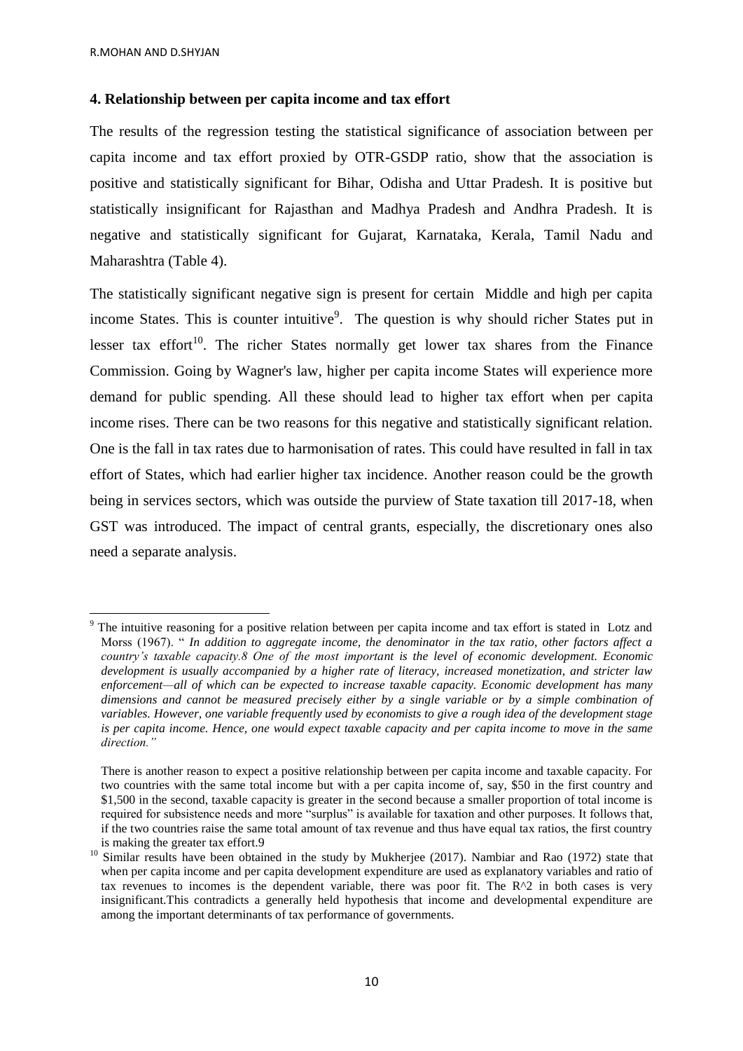### 4. Relationship between per capita income and tax effort

The results of the regression testing the statistical significance of association between per capita income and tax effort proxied by OTR-GSDP ratio, show that the association is positive and statistically significant for Bihar, Odisha and Uttar Pradesh. It is positive but statistically insignificant for Rajasthan and Madhya Pradesh and Andhra Pradesh. It is negative and statistically significant for Gujarat, Karnataka, Kerala, Tamil Nadu and Maharashtra (Table 4).

The statistically significant negative sign is present for certain Middle and high per capita income States. This is counter intuitive[9]. The question is why should richer States put in lesser tax effort[10]. The richer States normally get lower tax shares from the Finance Commission. Going by Wagner's law, higher per capita income States will experience more demand for public spending. All these should lead to higher tax effort when per capita income rises. There can be two reasons for this negative and statistically significant relation. One is the fall in tax rates due to harmonisation of rates. This could have resulted in fall in tax effort of States, which had earlier higher tax incidence. Another reason could be the growth being in services sectors, which was outside the purview of State taxation till 2017-18, when GST was introduced. The impact of central grants, especially, the discretionary ones also need a separate analysis.

---

[9] The intuitive reasoning for a positive relation between per capita income and tax effort is stated in Lotz and Morss (1967). " *In addition to aggregate income, the denominator in the tax ratio, other factors affect a country's taxable capacity.8 One of the most important is the level of economic development. Economic development is usually accompanied by a higher rate of literacy, increased monetization, and stricter law enforcement—all of which can be expected to increase taxable capacity. Economic development has many dimensions and cannot be measured precisely either by a single variable or by a simple combination of variables. However, one variable frequently used by economists to give a rough idea of the development stage is per capita income. Hence, one would expect taxable capacity and per capita income to move in the same direction."*

There is another reason to expect a positive relationship between per capita income and taxable capacity. For two countries with the same total income but with a per capita income of, say, $50 in the first country and $1,500 in the second, taxable capacity is greater in the second because a smaller proportion of total income is required for subsistence needs and more "surplus" is available for taxation and other purposes. It follows that, if the two countries raise the same total amount of tax revenue and thus have equal tax ratios, the first country is making the greater tax effort.9

[10] Similar results have been obtained in the study by Mukherjee (2017). Nambiar and Rao (1972) state that when per capita income and per capita development expenditure are used as explanatory variables and ratio of tax revenues to incomes is the dependent variable, there was poor fit. The R^2 in both cases is very insignificant.This contradicts a generally held hypothesis that income and developmental expenditure are among the important determinants of tax performance of governments.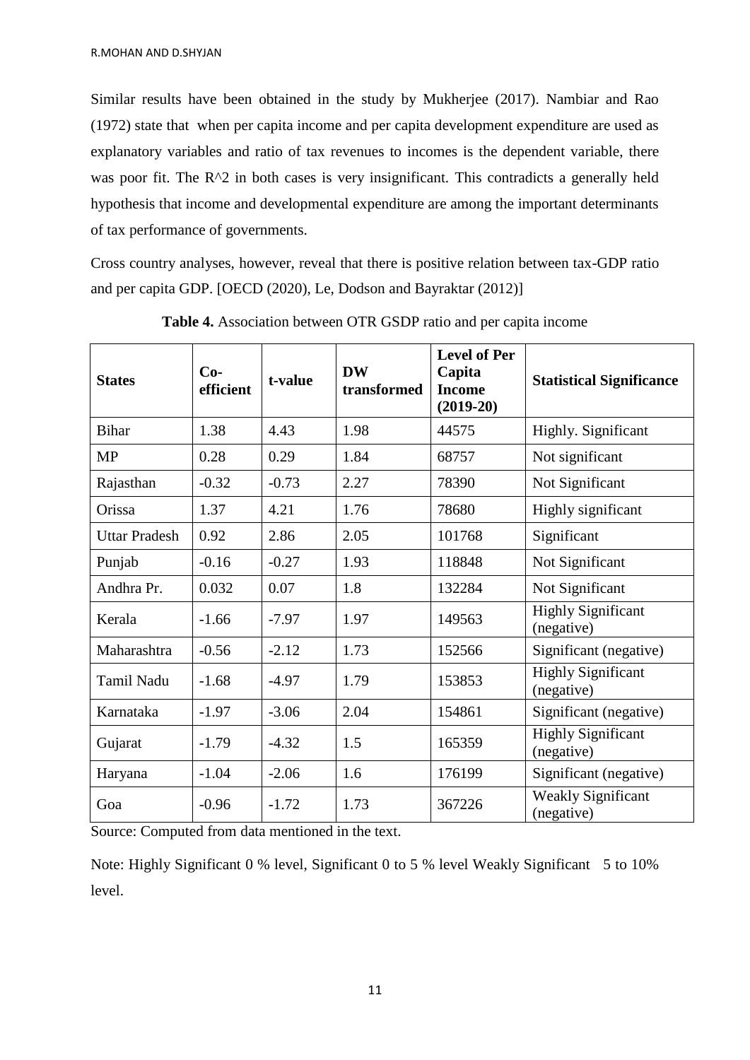Similar results have been obtained in the study by Mukherjee (2017). Nambiar and Rao (1972) state that when per capita income and per capita development expenditure are used as explanatory variables and ratio of tax revenues to incomes is the dependent variable, there was poor fit. The $R^2$ in both cases is very insignificant. This contradicts a generally held hypothesis that income and developmental expenditure are among the important determinants of tax performance of governments.

Cross country analyses, however, reveal that there is positive relation between tax-GDP ratio and per capita GDP. [OECD (2020), Le, Dodson and Bayraktar (2012)]

**Table 4.** Association between OTR GSDP ratio and per capita income

| States | Co-efficient | t-value | DW transformed | Level of Per Capita Income (2019-20) | Statistical Significance |
|---|---|---|---|---|---|
| Bihar | 1.38 | 4.43 | 1.98 | 44575 | Highly. Significant |
| MP | 0.28 | 0.29 | 1.84 | 68757 | Not significant |
| Rajasthan | -0.32 | -0.73 | 2.27 | 78390 | Not Significant |
| Orissa | 1.37 | 4.21 | 1.76 | 78680 | Highly significant |
| Uttar Pradesh | 0.92 | 2.86 | 2.05 | 101768 | Significant |
| Punjab | -0.16 | -0.27 | 1.93 | 118848 | Not Significant |
| Andhra Pr. | 0.032 | 0.07 | 1.8 | 132284 | Not Significant |
| Kerala | -1.66 | -7.97 | 1.97 | 149563 | Highly Significant (negative) |
| Maharashtra | -0.56 | -2.12 | 1.73 | 152566 | Significant (negative) |
| Tamil Nadu | -1.68 | -4.97 | 1.79 | 153853 | Highly Significant (negative) |
| Karnataka | -1.97 | -3.06 | 2.04 | 154861 | Significant (negative) |
| Gujarat | -1.79 | -4.32 | 1.5 | 165359 | Highly Significant (negative) |
| Haryana | -1.04 | -2.06 | 1.6 | 176199 | Significant (negative) |
| Goa | -0.96 | -1.72 | 1.73 | 367226 | Weakly Significant (negative) |

Source: Computed from data mentioned in the text.

Note: Highly Significant 0 % level, Significant 0 to 5 % level Weakly Significant 5 to 10% level.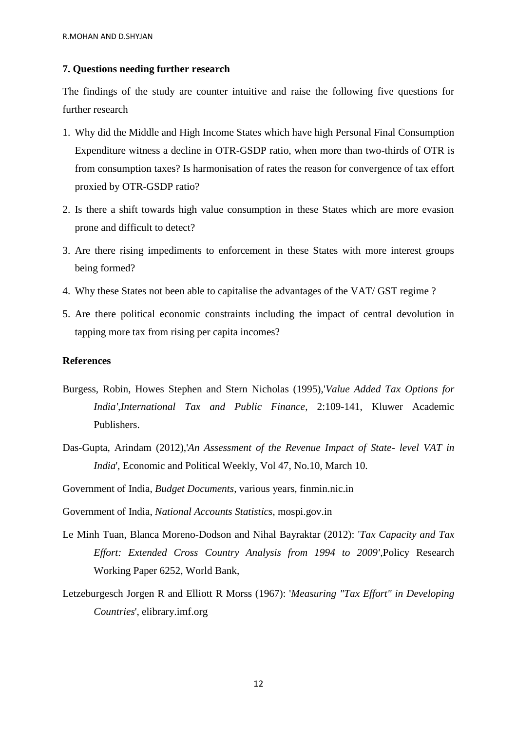## 7. Questions needing further research

The findings of the study are counter intuitive and raise the following five questions for further research

1. Why did the Middle and High Income States which have high Personal Final Consumption Expenditure witness a decline in OTR-GSDP ratio, when more than two-thirds of OTR is from consumption taxes? Is harmonisation of rates the reason for convergence of tax effort proxied by OTR-GSDP ratio?
2. Is there a shift towards high value consumption in these States which are more evasion prone and difficult to detect?
3. Are there rising impediments to enforcement in these States with more interest groups being formed?
4. Why these States not been able to capitalise the advantages of the VAT/ GST regime ?
5. Are there political economic constraints including the impact of central devolution in tapping more tax from rising per capita incomes?

## References

Burgess, Robin, Howes Stephen and Stern Nicholas (1995),'*Value Added Tax Options for India',International Tax and Public Finance*, 2:109-141, Kluwer Academic Publishers.

Das-Gupta, Arindam (2012),'*An Assessment of the Revenue Impact of State- level VAT in India*', Economic and Political Weekly, Vol 47, No.10, March 10.

Government of India, *Budget Documents*, various years, finmin.nic.in

Government of India, *National Accounts Statistics*, mospi.gov.in

Le Minh Tuan, Blanca Moreno-Dodson and Nihal Bayraktar (2012): '*Tax Capacity and Tax Effort: Extended Cross Country Analysis from 1994 to 2009'*,Policy Research Working Paper 6252, World Bank,

Letzeburgesch Jorgen R and Elliott R Morss (1967): '*Measuring "Tax Effort" in Developing Countries*', elibrary.imf.org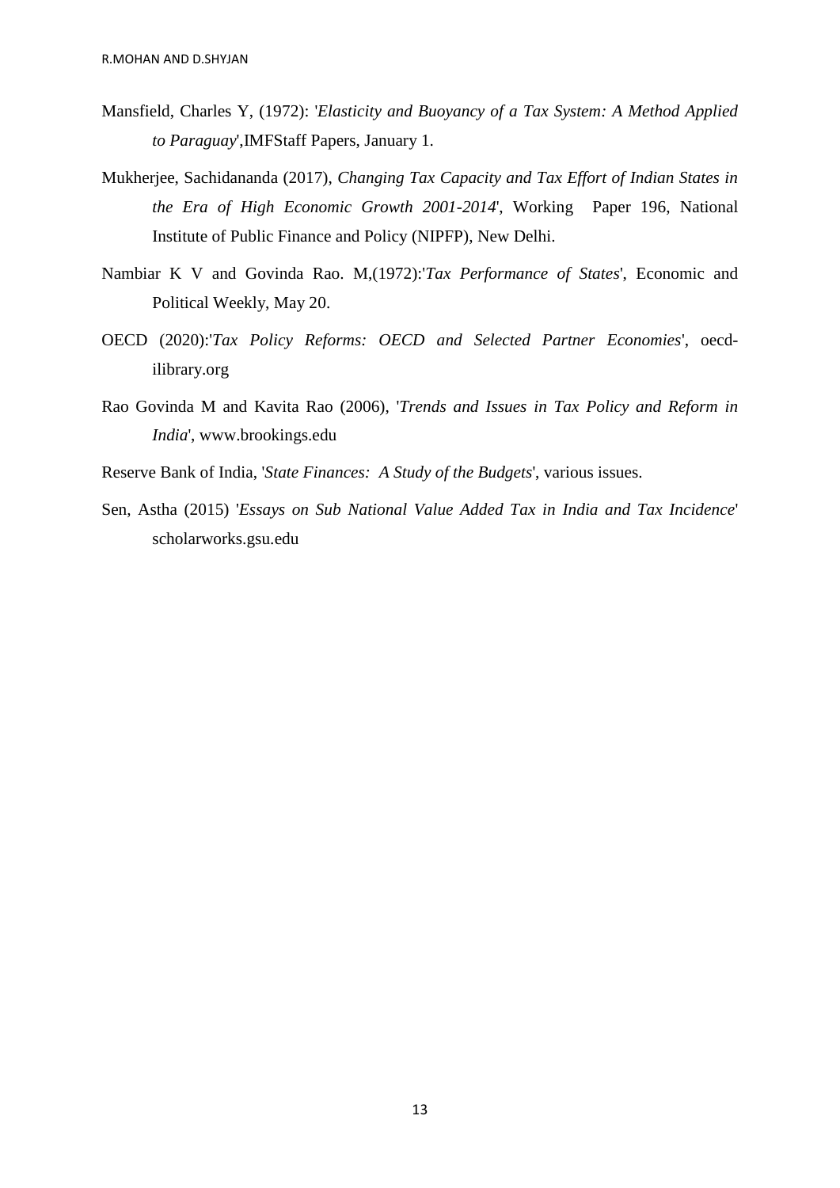Mansfield, Charles Y, (1972): '*Elasticity and Buoyancy of a Tax System: A Method Applied to Paraguay*',IMFStaff Papers, January 1.

Mukherjee, Sachidananda (2017), *Changing Tax Capacity and Tax Effort of Indian States in the Era of High Economic Growth 2001-2014*', Working Paper 196, National Institute of Public Finance and Policy (NIPFP), New Delhi.

Nambiar K V and Govinda Rao. M,(1972):'*Tax Performance of States*', Economic and Political Weekly, May 20.

OECD (2020):'*Tax Policy Reforms: OECD and Selected Partner Economies*', oecd-ilibrary.org

Rao Govinda M and Kavita Rao (2006), '*Trends and Issues in Tax Policy and Reform in India*', www.brookings.edu

Reserve Bank of India, '*State Finances: A Study of the Budgets*', various issues.

Sen, Astha (2015) '*Essays on Sub National Value Added Tax in India and Tax Incidence*' scholarworks.gsu.edu